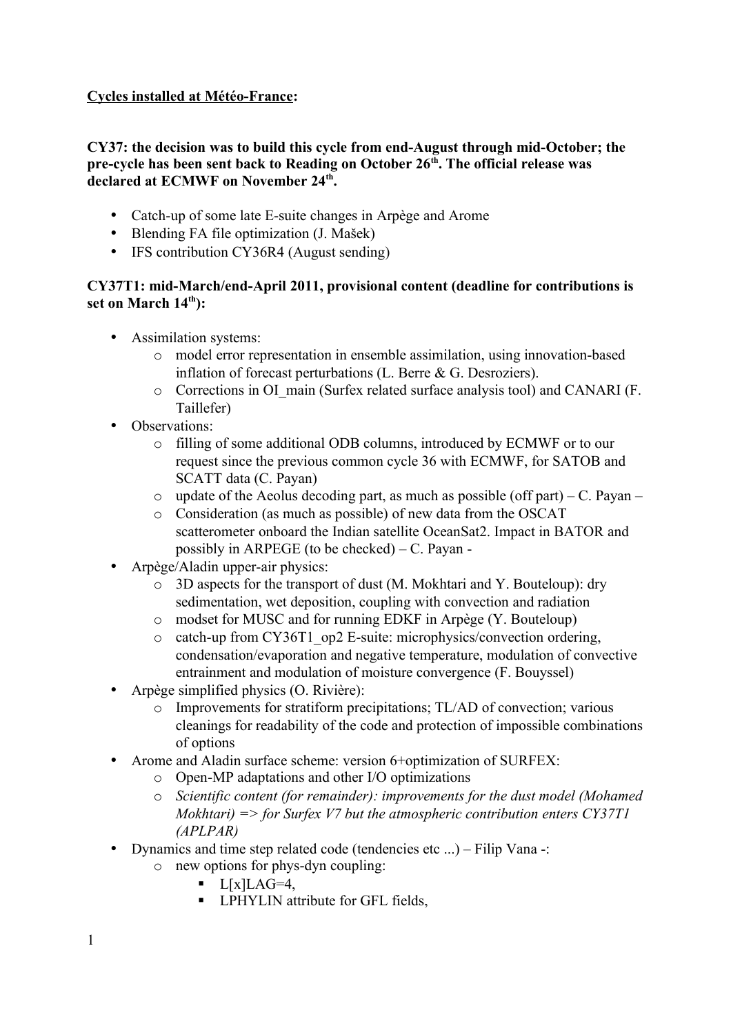**Cycles installed at Météo-France:**

**CY37: the decision was to build this cycle from end-August through mid-October; the pre-cycle has been sent back to Reading on October 26th. The official release was declared at ECMWF on November 24th.**

- Catch-up of some late E-suite changes in Arpège and Arome
- Blending FA file optimization (J. Mašek)
- IFS contribution CY36R4 (August sending)

**CY37T1: mid-March/end-April 2011, provisional content (deadline for contributions is set on March 14th):**

- Assimilation systems:
  - model error representation in ensemble assimilation, using innovation-based inflation of forecast perturbations (L. Berre & G. Desroziers).
  - Corrections in OI_main (Surfex related surface analysis tool) and CANARI (F. Taillefer)
- Observations:
  - filling of some additional ODB columns, introduced by ECMWF or to our request since the previous common cycle 36 with ECMWF, for SATOB and SCATT data (C. Payan)
  - update of the Aeolus decoding part, as much as possible (off part) – C. Payan –
  - Consideration (as much as possible) of new data from the OSCAT scatterometer onboard the Indian satellite OceanSat2. Impact in BATOR and possibly in ARPEGE (to be checked) – C. Payan -
- Arpège/Aladin upper-air physics:
  - 3D aspects for the transport of dust (M. Mokhtari and Y. Bouteloup): dry sedimentation, wet deposition, coupling with convection and radiation
  - modset for MUSC and for running EDKF in Arpège (Y. Bouteloup)
  - catch-up from CY36T1_op2 E-suite: microphysics/convection ordering, condensation/evaporation and negative temperature, modulation of convective entrainment and modulation of moisture convergence (F. Bouyssel)
- Arpège simplified physics (O. Rivière):
  - Improvements for stratiform precipitations; TL/AD of convection; various cleanings for readability of the code and protection of impossible combinations of options
- Arome and Aladin surface scheme: version 6+optimization of SURFEX:
  - Open-MP adaptations and other I/O optimizations
  - *Scientific content (for remainder): improvements for the dust model (Mohamed Mokhtari) => for Surfex V7 but the atmospheric contribution enters CY37T1 (APLPAR)*
- Dynamics and time step related code (tendencies etc ...) – Filip Vana -:
  - new options for phys-dyn coupling:
    - L[x]LAG=4,
    - LPHYLIN attribute for GFL fields,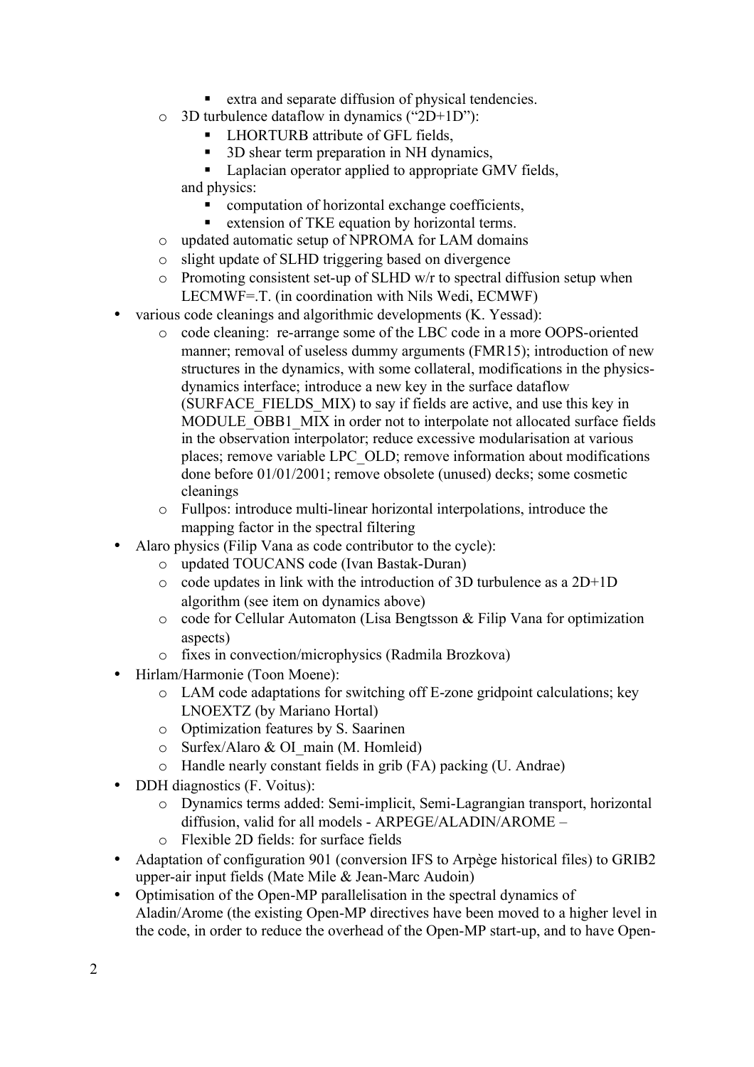- extra and separate diffusion of physical tendencies.
    - 3D turbulence dataflow in dynamics ("2D+1D"):
        - LHORTURB attribute of GFL fields,
        - 3D shear term preparation in NH dynamics,
        - Laplacian operator applied to appropriate GMV fields,

      and physics:
        - computation of horizontal exchange coefficients,
        - extension of TKE equation by horizontal terms.
    - updated automatic setup of NPROMA for LAM domains
    - slight update of SLHD triggering based on divergence
    - Promoting consistent set-up of SLHD w/r to spectral diffusion setup when LECMWF=.T. (in coordination with Nils Wedi, ECMWF)
- various code cleanings and algorithmic developments (K. Yessad):
    - code cleaning: re-arrange some of the LBC code in a more OOPS-oriented manner; removal of useless dummy arguments (FMR15); introduction of new structures in the dynamics, with some collateral, modifications in the physics-dynamics interface; introduce a new key in the surface dataflow (SURFACE_FIELDS_MIX) to say if fields are active, and use this key in MODULE_OBB1_MIX in order not to interpolate not allocated surface fields in the observation interpolator; reduce excessive modularisation at various places; remove variable LPC_OLD; remove information about modifications done before 01/01/2001; remove obsolete (unused) decks; some cosmetic cleanings
    - Fullpos: introduce multi-linear horizontal interpolations, introduce the mapping factor in the spectral filtering
- Alaro physics (Filip Vana as code contributor to the cycle):
    - updated TOUCANS code (Ivan Bastak-Duran)
    - code updates in link with the introduction of 3D turbulence as a 2D+1D algorithm (see item on dynamics above)
    - code for Cellular Automaton (Lisa Bengtsson & Filip Vana for optimization aspects)
    - fixes in convection/microphysics (Radmila Brozkova)
- Hirlam/Harmonie (Toon Moene):
    - LAM code adaptations for switching off E-zone gridpoint calculations; key LNOEXTZ (by Mariano Hortal)
    - Optimization features by S. Saarinen
    - Surfex/Alaro & OI_main (M. Homleid)
    - Handle nearly constant fields in grib (FA) packing (U. Andrae)
- DDH diagnostics (F. Voitus):
    - Dynamics terms added: Semi-implicit, Semi-Lagrangian transport, horizontal diffusion, valid for all models - ARPEGE/ALADIN/AROME –
    - Flexible 2D fields: for surface fields
- Adaptation of configuration 901 (conversion IFS to Arpège historical files) to GRIB2 upper-air input fields (Mate Mile & Jean-Marc Audoin)
- Optimisation of the Open-MP parallelisation in the spectral dynamics of Aladin/Arome (the existing Open-MP directives have been moved to a higher level in the code, in order to reduce the overhead of the Open-MP start-up, and to have Open-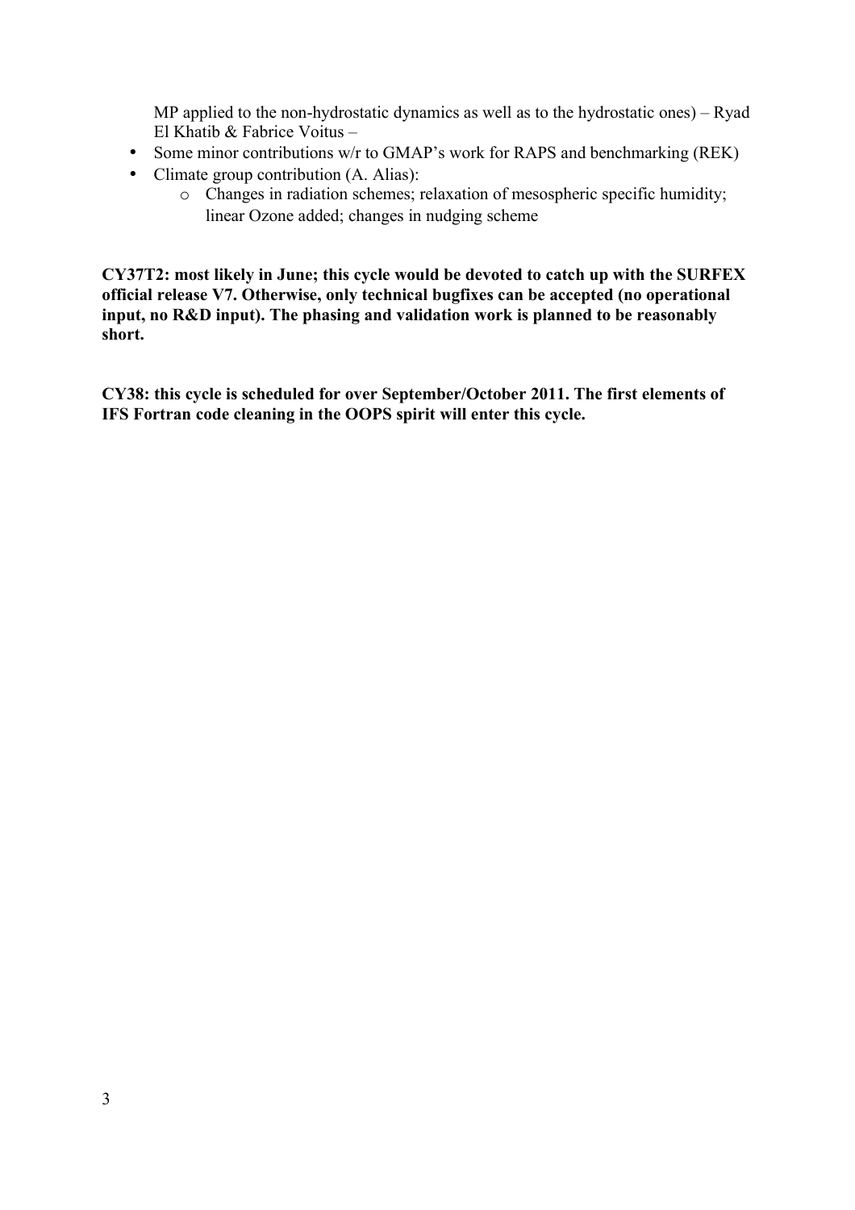MP applied to the non-hydrostatic dynamics as well as to the hydrostatic ones) – Ryad El Khatib & Fabrice Voitus –

- Some minor contributions w/r to GMAP's work for RAPS and benchmarking (REK)
- Climate group contribution (A. Alias):
  - Changes in radiation schemes; relaxation of mesospheric specific humidity; linear Ozone added; changes in nudging scheme

**CY37T2: most likely in June; this cycle would be devoted to catch up with the SURFEX official release V7. Otherwise, only technical bugfixes can be accepted (no operational input, no R&D input). The phasing and validation work is planned to be reasonably short.**

**CY38: this cycle is scheduled for over September/October 2011. The first elements of IFS Fortran code cleaning in the OOPS spirit will enter this cycle.**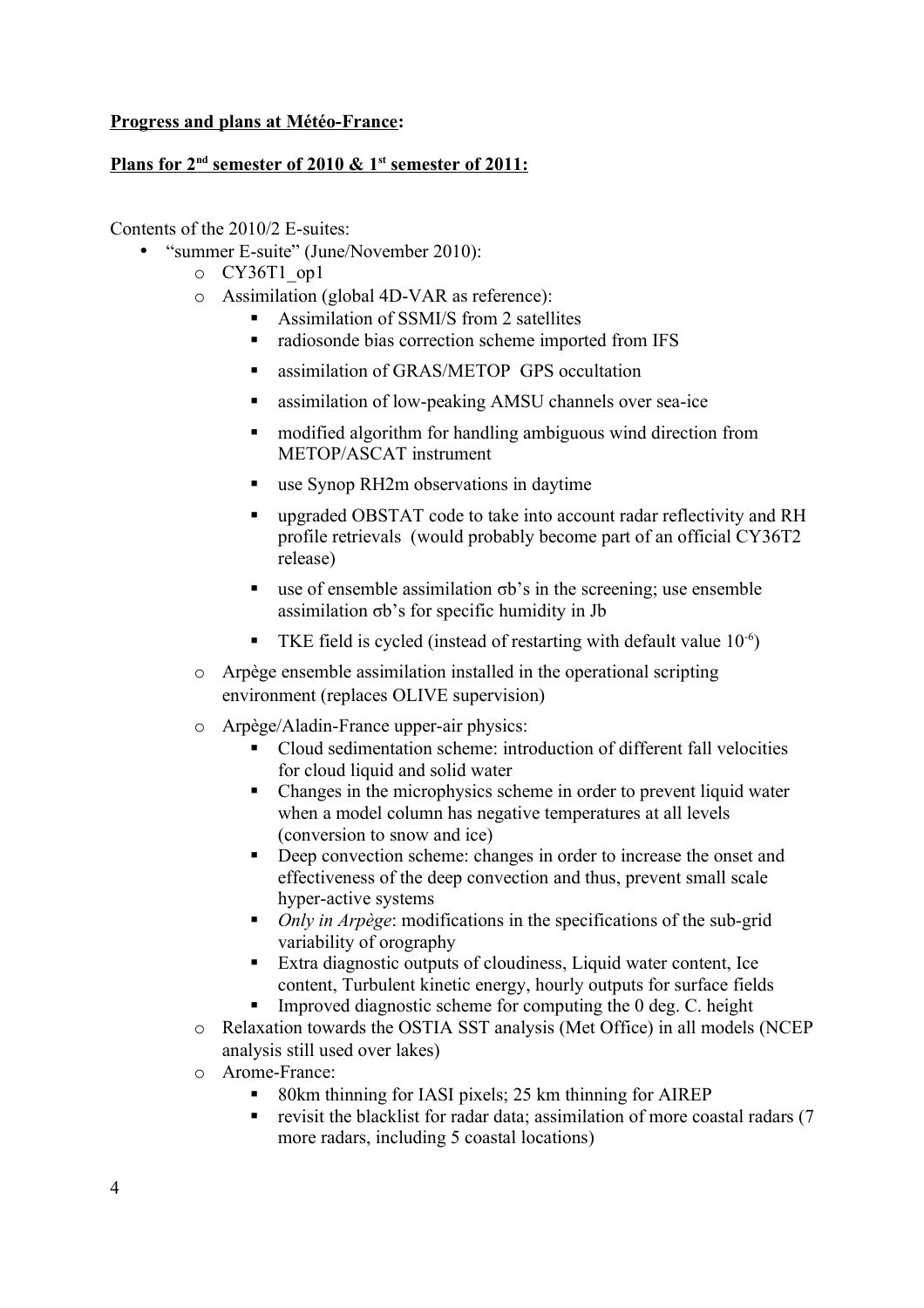**<u>Progress and plans at Météo-France</u>:**

**<u>Plans for 2nd semester of 2010 & 1st semester of 2011:</u>**

Contents of the 2010/2 E-suites:

- "summer E-suite" (June/November 2010):
  - CY36T1_op1
  - Assimilation (global 4D-VAR as reference):
    - Assimilation of SSMI/S from 2 satellites
    - radiosonde bias correction scheme imported from IFS
    - assimilation of GRAS/METOP GPS occultation
    - assimilation of low-peaking AMSU channels over sea-ice
    - modified algorithm for handling ambiguous wind direction from METOP/ASCAT instrument
    - use Synop RH2m observations in daytime
    - upgraded OBSTAT code to take into account radar reflectivity and RH profile retrievals (would probably become part of an official CY36T2 release)
    - use of ensemble assimilation $\sigma b$'s in the screening; use ensemble assimilation $\sigma b$'s for specific humidity in Jb
    - TKE field is cycled (instead of restarting with default value $10^{-6}$)
  - Arpège ensemble assimilation installed in the operational scripting environment (replaces OLIVE supervision)
  - Arpège/Aladin-France upper-air physics:
    - Cloud sedimentation scheme: introduction of different fall velocities for cloud liquid and solid water
    - Changes in the microphysics scheme in order to prevent liquid water when a model column has negative temperatures at all levels (conversion to snow and ice)
    - Deep convection scheme: changes in order to increase the onset and effectiveness of the deep convection and thus, prevent small scale hyper-active systems
    - *Only in Arpège*: modifications in the specifications of the sub-grid variability of orography
    - Extra diagnostic outputs of cloudiness, Liquid water content, Ice content, Turbulent kinetic energy, hourly outputs for surface fields
    - Improved diagnostic scheme for computing the 0 deg. C. height
  - Relaxation towards the OSTIA SST analysis (Met Office) in all models (NCEP analysis still used over lakes)
  - Arome-France:
    - 80km thinning for IASI pixels; 25 km thinning for AIREP
    - revisit the blacklist for radar data; assimilation of more coastal radars (7 more radars, including 5 coastal locations)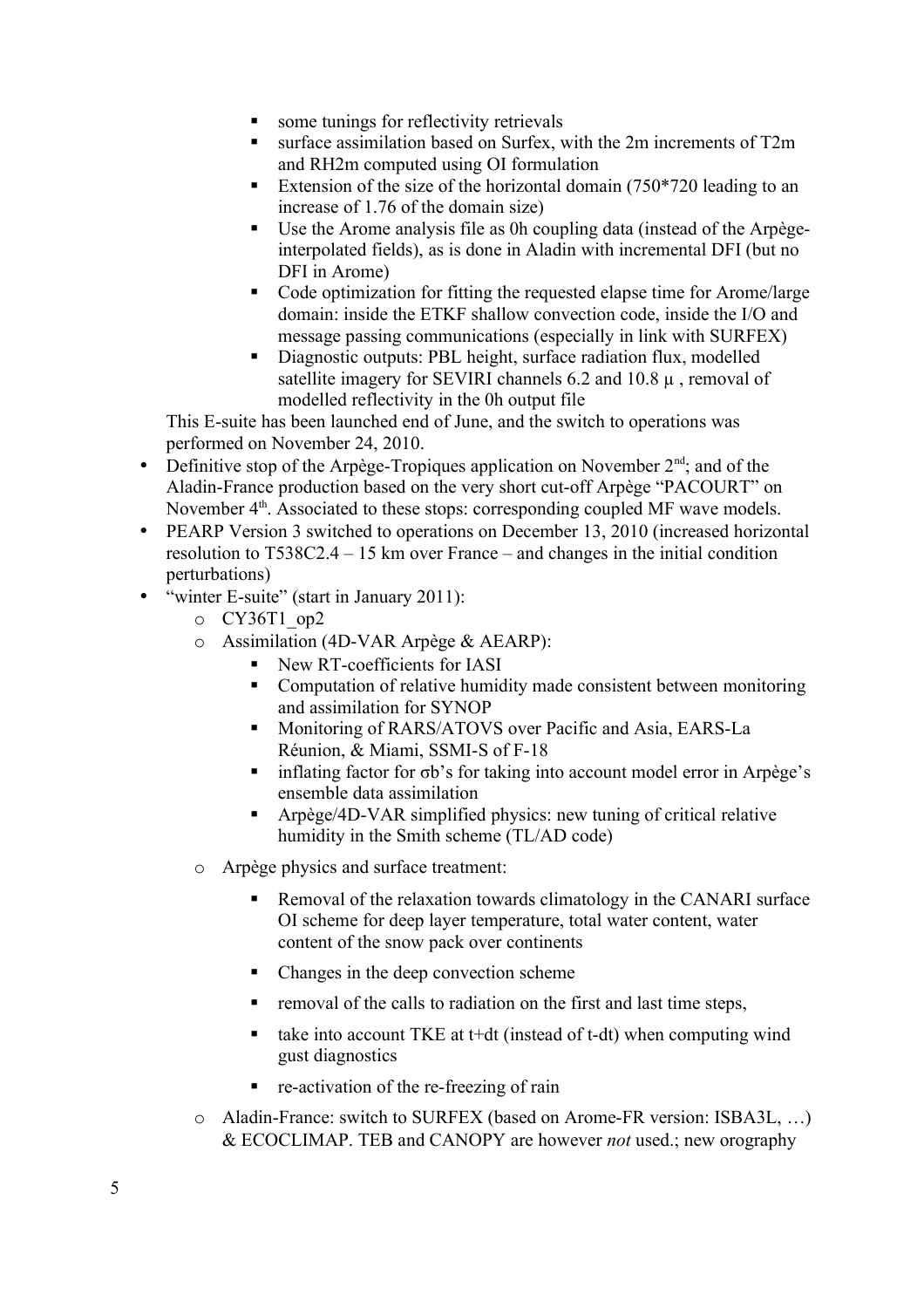- some tunings for reflectivity retrievals
    - surface assimilation based on Surfex, with the 2m increments of T2m and RH2m computed using OI formulation
    - Extension of the size of the horizontal domain (750*720 leading to an increase of 1.76 of the domain size)
    - Use the Arome analysis file as 0h coupling data (instead of the Arpège-interpolated fields), as is done in Aladin with incremental DFI (but no DFI in Arome)
    - Code optimization for fitting the requested elapse time for Arome/large domain: inside the ETKF shallow convection code, inside the I/O and message passing communications (especially in link with SURFEX)
    - Diagnostic outputs: PBL height, surface radiation flux, modelled satellite imagery for SEVIRI channels 6.2 and 10.8 μ , removal of modelled reflectivity in the 0h output file

  This E-suite has been launched end of June, and the switch to operations was performed on November 24, 2010.

- Definitive stop of the Arpège-Tropiques application on November 2nd; and of the Aladin-France production based on the very short cut-off Arpège "PACOURT" on November 4th. Associated to these stops: corresponding coupled MF wave models.
- PEARP Version 3 switched to operations on December 13, 2010 (increased horizontal resolution to T538C2.4 – 15 km over France – and changes in the initial condition perturbations)
- "winter E-suite" (start in January 2011):
  - CY36T1_op2
  - Assimilation (4D-VAR Arpège & AEARP):
    - New RT-coefficients for IASI
    - Computation of relative humidity made consistent between monitoring and assimilation for SYNOP
    - Monitoring of RARS/ATOVS over Pacific and Asia, EARS-La Réunion, & Miami, SSMI-S of F-18
    - inflating factor for σb's for taking into account model error in Arpège's ensemble data assimilation
    - Arpège/4D-VAR simplified physics: new tuning of critical relative humidity in the Smith scheme (TL/AD code)
  - Arpège physics and surface treatment:
    - Removal of the relaxation towards climatology in the CANARI surface OI scheme for deep layer temperature, total water content, water content of the snow pack over continents
    - Changes in the deep convection scheme
    - removal of the calls to radiation on the first and last time steps,
    - take into account TKE at t+dt (instead of t-dt) when computing wind gust diagnostics
    - re-activation of the re-freezing of rain
  - Aladin-France: switch to SURFEX (based on Arome-FR version: ISBA3L, …) & ECOCLIMAP. TEB and CANOPY are however *not* used.; new orography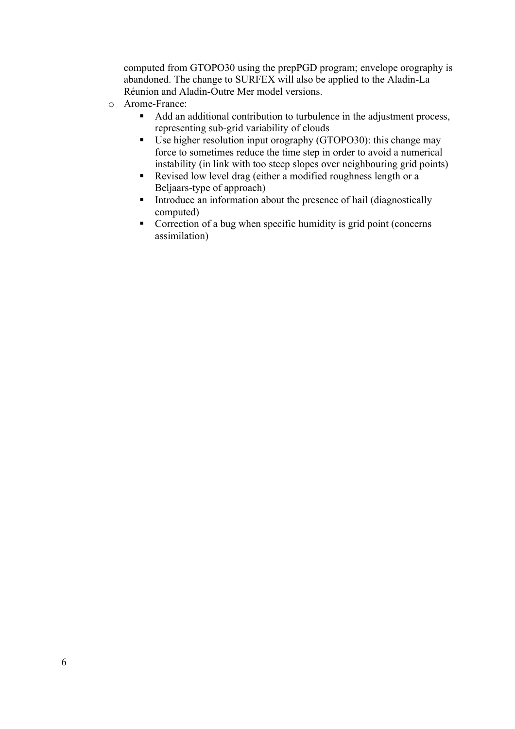computed from GTOPO30 using the prepPGD program; envelope orography is abandoned. The change to SURFEX will also be applied to the Aladin-La Réunion and Aladin-Outre Mer model versions.

- Arome-France:
  - Add an additional contribution to turbulence in the adjustment process, representing sub-grid variability of clouds
  - Use higher resolution input orography (GTOPO30): this change may force to sometimes reduce the time step in order to avoid a numerical instability (in link with too steep slopes over neighbouring grid points)
  - Revised low level drag (either a modified roughness length or a Beljaars-type of approach)
  - Introduce an information about the presence of hail (diagnostically computed)
  - Correction of a bug when specific humidity is grid point (concerns assimilation)